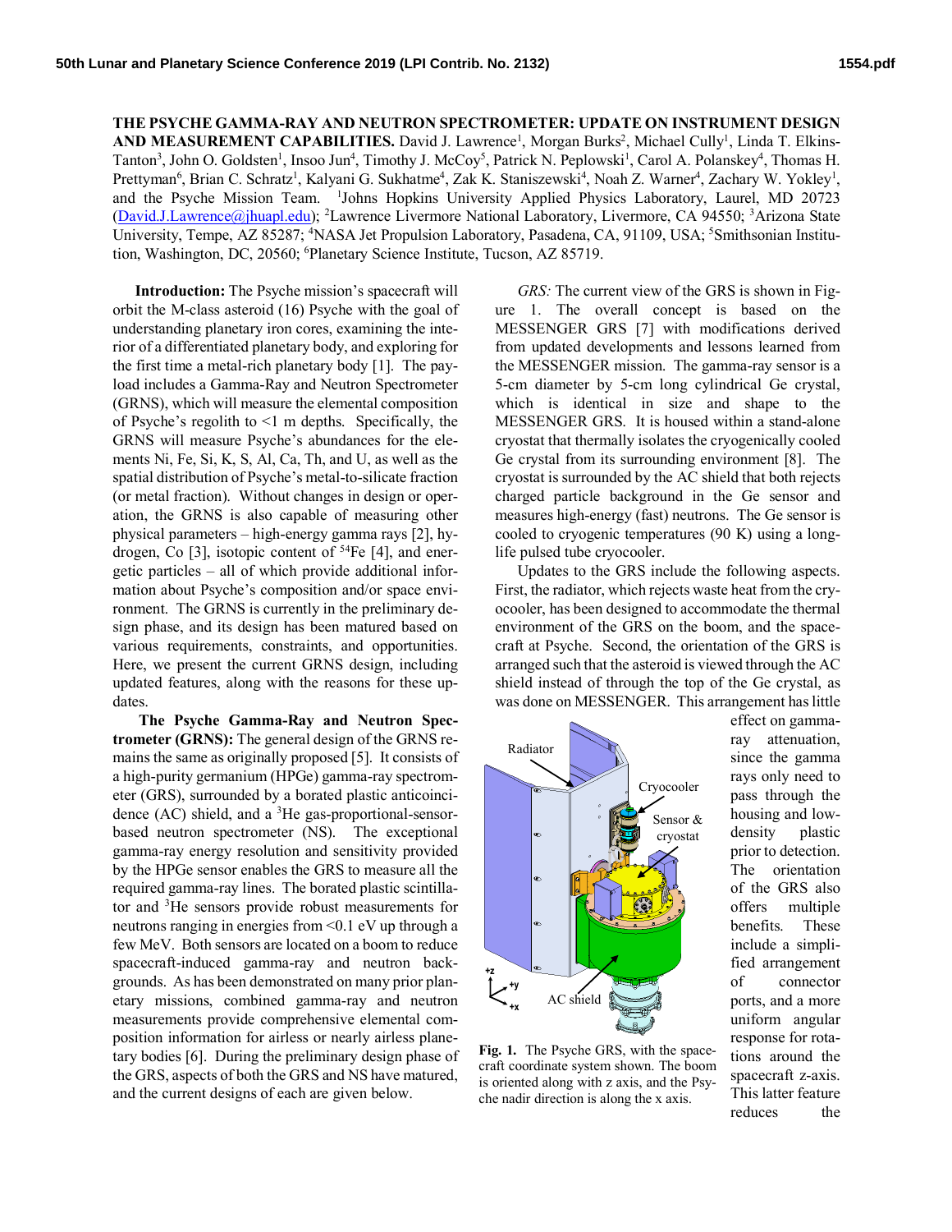# THE PSYCHE GAMMA-RAY AND NEUTRON SPECTROMETER: UPDATE ON INSTRUMENT DESIGN AND MEASUREMENT CAPABILITIES.

David J. Lawrence[1], Morgan Burks[2], Michael Cully[1], Linda T. Elkins-Tanton[3], John O. Goldsten[1], Insoo Jun[4], Timothy J. McCoy[5], Patrick N. Peplowski[1], Carol A. Polansky[4], Thomas H. Prettyman[6], Brian C. Schratz[1], Kalyani G. Sukhatme[4], Zak K. Staniszewski[4], Noah Z. Warner[4], Zachary W. Yokley[1], and the Psyche Mission Team. [1]Johns Hopkins University Applied Physics Laboratory, Laurel, MD 20723 (David.J.Lawrence@jhuapl.edu); [2]Lawrence Livermore National Laboratory, Livermore, CA 94550; [3]Arizona State University, Tempe, AZ 85287; [4]NASA Jet Propulsion Laboratory, Pasadena, CA, 91109, USA; [5]Smithsonian Institution, Washington, DC, 20560; [6]Planetary Science Institute, Tucson, AZ 85719.

**Introduction:** The Psyche mission's spacecraft will orbit the M-class asteroid (16) Psyche with the goal of understanding planetary iron cores, examining the interior of a differentiated planetary body, and exploring for the first time a metal-rich planetary body [1]. The payload includes a Gamma-Ray and Neutron Spectrometer (GRNS), which will measure the elemental composition of Psyche's regolith to <1 m depths. Specifically, the GRNS will measure Psyche's abundances for the elements Ni, Fe, Si, K, S, Al, Ca, Th, and U, as well as the spatial distribution of Psyche's metal-to-silicate fraction (or metal fraction). Without changes in design or operation, the GRNS is also capable of measuring other physical parameters – high-energy gamma rays [2], hydrogen, Co [3], isotopic content of $^{54}$Fe [4], and energetic particles – all of which provide additional information about Psyche's composition and/or space environment. The GRNS is currently in the preliminary design phase, and its design has been matured based on various requirements, constraints, and opportunities. Here, we present the current GRNS design, including updated features, along with the reasons for these updates.

**The Psyche Gamma-Ray and Neutron Spectrometer (GRNS):** The general design of the GRNS remains the same as originally proposed [5]. It consists of a high-purity germanium (HPGe) gamma-ray spectrometer (GRS), surrounded by a borated plastic anticoincidence (AC) shield, and a $^{3}$He gas-proportional-sensor-based neutron spectrometer (NS). The exceptional gamma-ray energy resolution and sensitivity provided by the HPGe sensor enables the GRS to measure all the required gamma-ray lines. The borated plastic scintillator and $^{3}$He sensors provide robust measurements for neutrons ranging in energies from <0.1 eV up through a few MeV. Both sensors are located on a boom to reduce spacecraft-induced gamma-ray and neutron backgrounds. As has been demonstrated on many prior planetary missions, combined gamma-ray and neutron measurements provide comprehensive elemental composition information for airless or nearly airless planetary bodies [6]. During the preliminary design phase of the GRS, aspects of both the GRS and NS have matured, and the current designs of each are given below.

*GRS:* The current view of the GRS is shown in Figure 1. The overall concept is based on the MESSENGER GRS [7] with modifications derived from updated developments and lessons learned from the MESSENGER mission. The gamma-ray sensor is a 5-cm diameter by 5-cm long cylindrical Ge crystal, which is identical in size and shape to the MESSENGER GRS. It is housed within a stand-alone cryostat that thermally isolates the cryogenically cooled Ge crystal from its surrounding environment [8]. The cryostat is surrounded by the AC shield that both rejects charged particle background in the Ge sensor and measures high-energy (fast) neutrons. The Ge sensor is cooled to cryogenic temperatures (90 K) using a long-life pulsed tube cryocooler.

Updates to the GRS include the following aspects. First, the radiator, which rejects waste heat from the cryocooler, has been designed to accommodate the thermal environment of the GRS on the boom, and the spacecraft at Psyche. Second, the orientation of the GRS is arranged such that the asteroid is viewed through the AC shield instead of through the top of the Ge crystal, as was done on MESSENGER. This arrangement has little effect on gamma-ray attenuation, since the gamma rays only need to pass through the housing and low-density plastic prior to detection. The orientation of the GRS also offers multiple benefits. These include a simplified arrangement of connector ports, and a more uniform angular response for rotations around the spacecraft z-axis. This latter feature reduces the

**Fig. 1.** The Psyche GRS, with the spacecraft coordinate system shown. The boom is oriented along with z axis, and the Psyche nadir direction is along the x axis.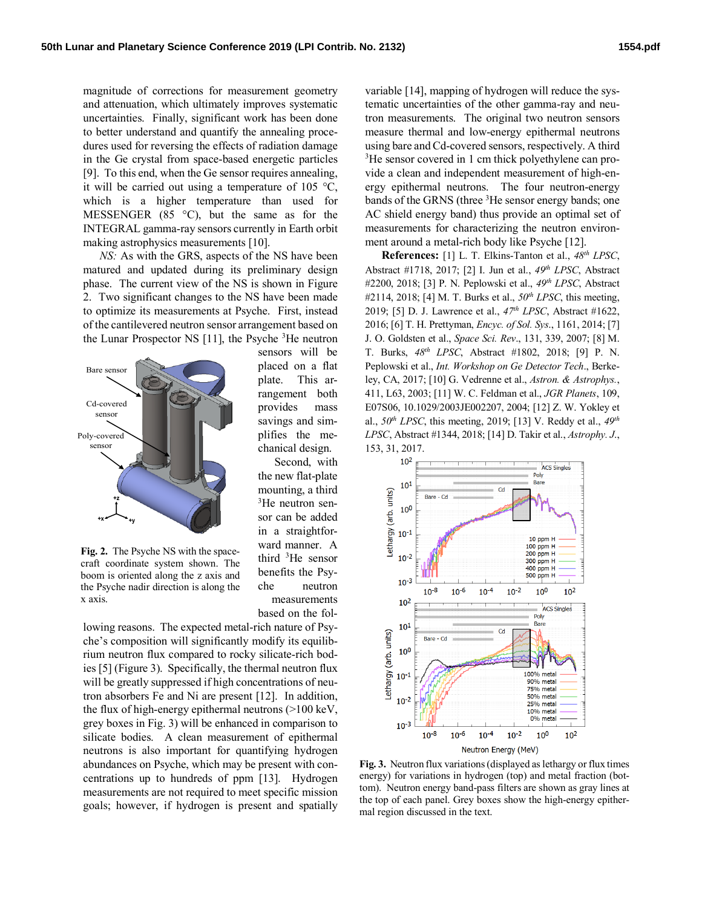magnitude of corrections for measurement geometry and attenuation, which ultimately improves systematic uncertainties. Finally, significant work has been done to better understand and quantify the annealing procedures used for reversing the effects of radiation damage in the Ge crystal from space-based energetic particles [9]. To this end, when the Ge sensor requires annealing, it will be carried out using a temperature of 105 °C, which is a higher temperature than used for MESSENGER (85 °C), but the same as for the INTEGRAL gamma-ray sensors currently in Earth orbit making astrophysics measurements [10].

*NS:* As with the GRS, aspects of the NS have been matured and updated during its preliminary design phase. The current view of the NS is shown in Figure 2. Two significant changes to the NS have been made to optimize its measurements at Psyche. First, instead of the cantilevered neutron sensor arrangement based on the Lunar Prospector NS [11], the Psyche $^3$He neutron sensors will be placed on a flat plate. This arrangement both provides mass savings and simplifies the mechanical design.

Bare sensor

Cd-covered sensor

Poly-covered sensor

+z

+x

+y

**Fig. 2.** The Psyche NS with the spacecraft coordinate system shown. The boom is oriented along the z axis and the Psyche nadir direction is along the x axis.

Second, with the new flat-plate mounting, a third $^3$He neutron sensor can be added in a straightforward manner. A third $^3$He sensor benefits the Psyche neutron measurements based on the following reasons. The expected metal-rich nature of Psyche's composition will significantly modify its equilibrium neutron flux compared to rocky silicate-rich bodies [5] (Figure 3). Specifically, the thermal neutron flux will be greatly suppressed if high concentrations of neutron absorbers Fe and Ni are present [12]. In addition, the flux of high-energy epithermal neutrons (>100 keV, grey boxes in Fig. 3) will be enhanced in comparison to silicate bodies. A clean measurement of epithermal neutrons is also important for quantifying hydrogen abundances on Psyche, which may be present with concentrations up to hundreds of ppm [13]. Hydrogen measurements are not required to meet specific mission goals; however, if hydrogen is present and spatially variable [14], mapping of hydrogen will reduce the systematic uncertainties of the other gamma-ray and neutron measurements. The original two neutron sensors measure thermal and low-energy epithermal neutrons using bare and Cd-covered sensors, respectively. A third $^3$He sensor covered in 1 cm thick polyethylene can provide a clean and independent measurement of high-energy epithermal neutrons. The four neutron-energy bands of the GRNS (three $^3$He sensor energy bands; one AC shield energy band) thus provide an optimal set of measurements for characterizing the neutron environment around a metal-rich body like Psyche [12].

**References:** [1] L. T. Elkins-Tanton et al., *48th LPSC*, Abstract #1718, 2017; [2] I. Jun et al., *49th LPSC*, Abstract #2200, 2018; [3] P. N. Peplowski et al., *49th LPSC*, Abstract #2114, 2018; [4] M. T. Burks et al., *50th LPSC*, this meeting, 2019; [5] D. J. Lawrence et al., *47th LPSC*, Abstract #1622, 2016; [6] T. H. Prettyman, *Encyc. of Sol. Sys*., 1161, 2014; [7] J. O. Goldsten et al., *Space Sci. Rev*., 131, 339, 2007; [8] M. T. Burks, *48th LPSC*, Abstract #1802, 2018; [9] P. N. Peplowski et al., *Int. Workshop on Ge Detector Tech*., Berkeley, CA, 2017; [10] G. Vedrenne et al., *Astron. & Astrophys.*, 411, L63, 2003; [11] W. C. Feldman et al., *JGR Planets*, 109, E07S06, 10.1029/2003JE002207, 2004; [12] Z. W. Yokley et al., *50th LPSC*, this meeting, 2019; [13] V. Reddy et al., *49th LPSC*, Abstract #1344, 2018; [14] D. Takir et al., *Astrophy. J.*, 153, 31, 2017.

Lethargy (arb. units)

ACS Singles
Poly
Bare
Cd
Bare - Cd

10 ppm H
100 ppm H
200 ppm H
300 ppm H
400 ppm H
500 ppm H

ACS Singles
Poly
Bare
Cd
Bare - Cd

100% metal
90% metal
75% metal
50% metal
25% metal
10% metal
0% metal

$10^{-3}$ $10^{-2}$ $10^{-1}$ $10^{0}$ $10^{1}$ $10^{2}$

$10^{-8}$ $10^{-6}$ $10^{-4}$ $10^{-2}$ $10^{0}$ $10^{2}$

Neutron Energy (MeV)

**Fig. 3.** Neutron flux variations (displayed as lethargy or flux times energy) for variations in hydrogen (top) and metal fraction (bottom). Neutron energy band-pass filters are shown as gray lines at the top of each panel. Grey boxes show the high-energy epithermal region discussed in the text.